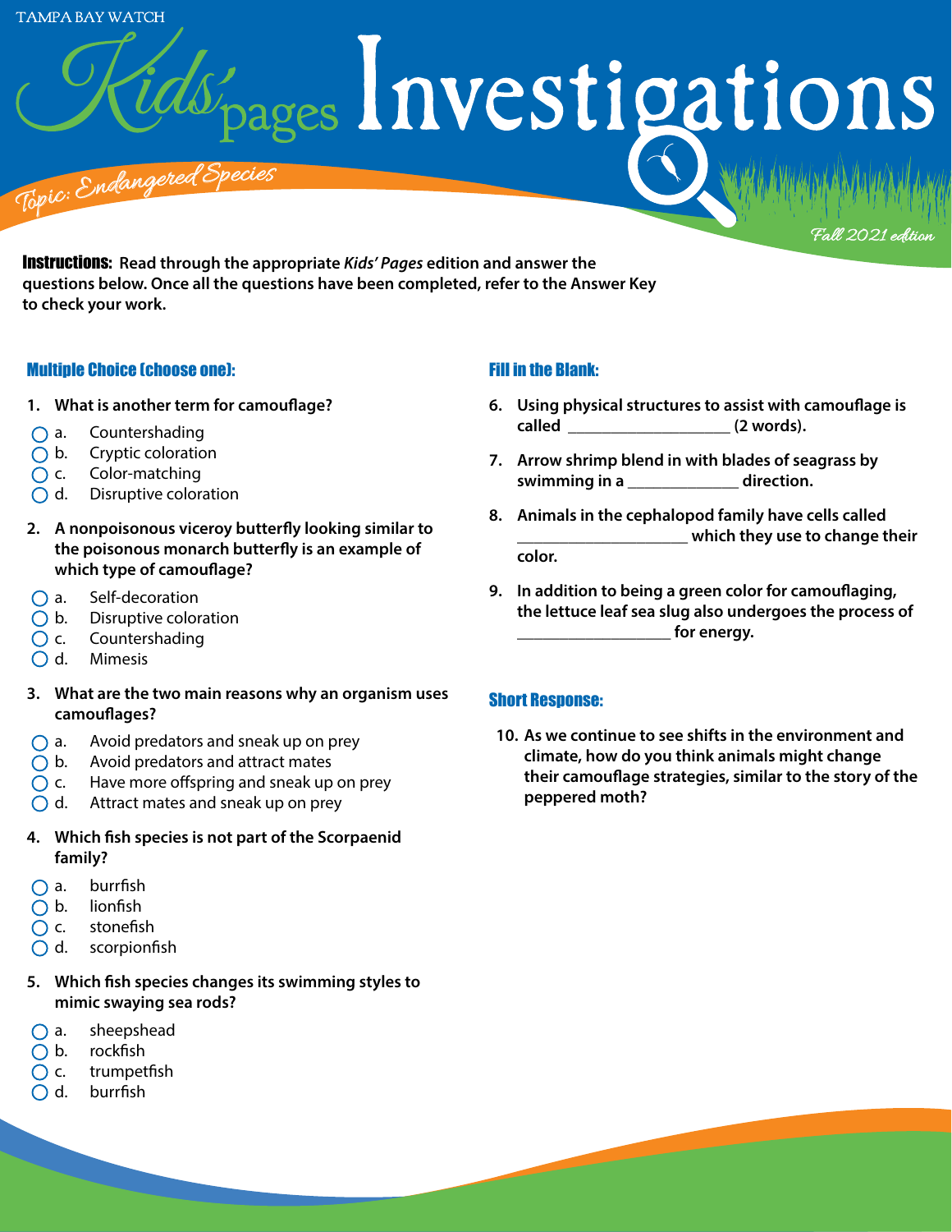TAMPA BAY WATCH

# Kids' pages Investigations

*Topic: Endangered Species*

*Fall 2021 edition*

**Instructions:** **Read through the appropriate *Kids' Pages* edition and answer the questions below. Once all the questions have been completed, refer to the Answer Key to check your work.**

## Multiple Choice (choose one):

**1. What is another term for camouflage?**

- a. Countershading
- b. Cryptic coloration
- c. Color-matching
- d. Disruptive coloration

**2. A nonpoisonous viceroy butterfly looking similar to the poisonous monarch butterfly is an example of which type of camouflage?**

- a. Self-decoration
- b. Disruptive coloration
- c. Countershading
- d. Mimesis

**3. What are the two main reasons why an organism uses camouflages?**

- a. Avoid predators and sneak up on prey
- b. Avoid predators and attract mates
- c. Have more offspring and sneak up on prey
- d. Attract mates and sneak up on prey

**4. Which fish species is not part of the Scorpaenid family?**

- a. burrfish
- b. lionfish
- c. stonefish
- d. scorpionfish

**5. Which fish species changes its swimming styles to mimic swaying sea rods?**

- a. sheepshead
- b. rockfish
- c. trumpetfish
- d. burrfish

## Fill in the Blank:

**6. Using physical structures to assist with camouflage is called ____________________ (2 words).**

**7. Arrow shrimp blend in with blades of seagrass by swimming in a ______________ direction.**

**8. Animals in the cephalopod family have cells called _____________________ which they use to change their color.**

**9. In addition to being a green color for camouflaging, the lettuce leaf sea slug also undergoes the process of ___________________ for energy.**

## Short Response:

**10. As we continue to see shifts in the environment and climate, how do you think animals might change their camouflage strategies, similar to the story of the peppered moth?**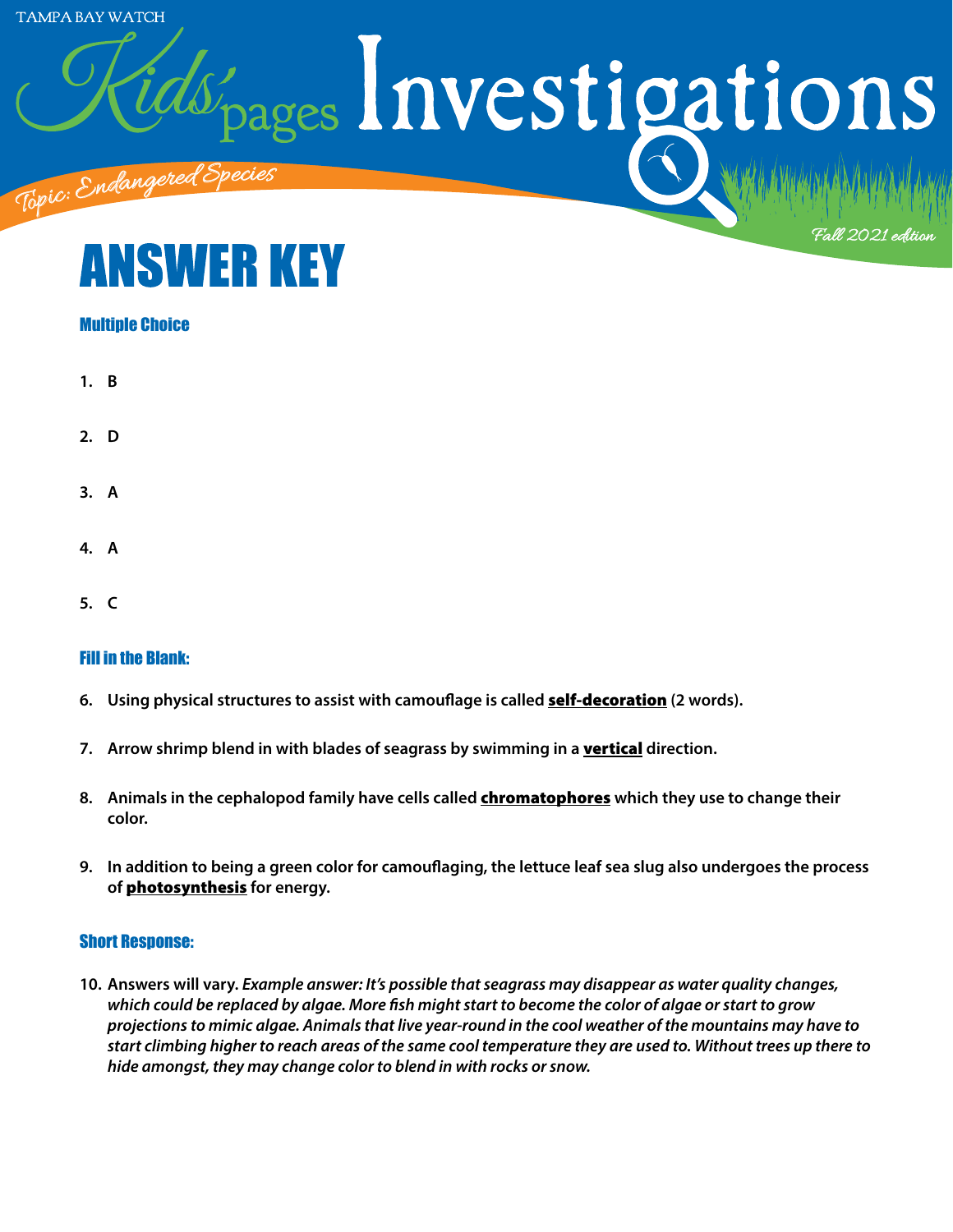TAMPA BAY WATCH

Kids' pages Investigations

Topic: Endangered Species

Fall 2021 edition

# ANSWER KEY

## Multiple Choice

1. B
2. D
3. A
4. A
5. C

## Fill in the Blank:

6. Using physical structures to assist with camouflage is called **self-decoration** (2 words).
7. Arrow shrimp blend in with blades of seagrass by swimming in a **vertical** direction.
8. Animals in the cephalopod family have cells called **chromatophores** which they use to change their color.
9. In addition to being a green color for camouflaging, the lettuce leaf sea slug also undergoes the process of **photosynthesis** for energy.

## Short Response:

10. **Answers will vary.** ***Example answer: It's possible that seagrass may disappear as water quality changes, which could be replaced by algae. More fish might start to become the color of algae or start to grow projections to mimic algae. Animals that live year-round in the cool weather of the mountains may have to start climbing higher to reach areas of the same cool temperature they are used to. Without trees up there to hide amongst, they may change color to blend in with rocks or snow.***